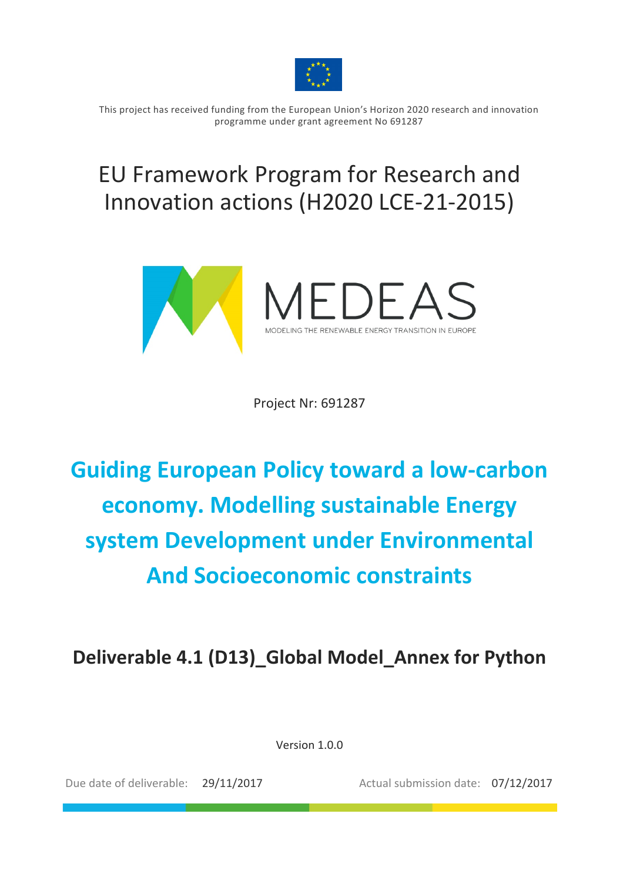This project has received funding from the European Union's Horizon 2020 research and innovation programme under grant agreement No 691287

# EU Framework Program for Research and Innovation actions (H2020 LCE-21-2015)

MEDEAS

MODELING THE RENEWABLE ENERGY TRANSITION IN EUROPE

Project Nr: 691287

# Guiding European Policy toward a low-carbon economy. Modelling sustainable Energy system Development under Environmental And Socioeconomic constraints

## Deliverable 4.1 (D13)_Global Model_Annex for Python

Version 1.0.0

Due date of deliverable: 29/11/2017

Actual submission date: 07/12/2017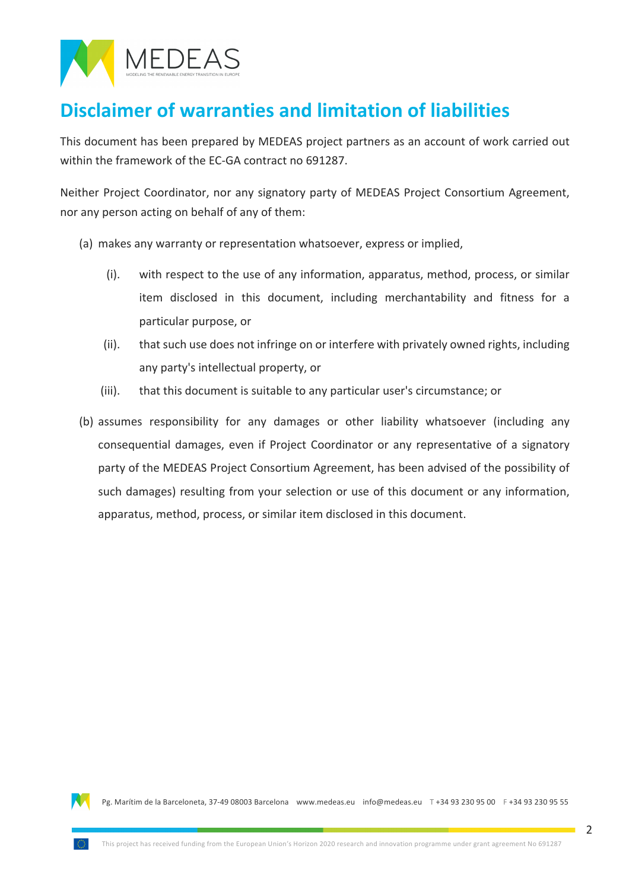# Disclaimer of warranties and limitation of liabilities

This document has been prepared by MEDEAS project partners as an account of work carried out within the framework of the EC-GA contract no 691287.

Neither Project Coordinator, nor any signatory party of MEDEAS Project Consortium Agreement, nor any person acting on behalf of any of them:

(a) makes any warranty or representation whatsoever, express or implied,

  (i). with respect to the use of any information, apparatus, method, process, or similar item disclosed in this document, including merchantability and fitness for a particular purpose, or

  (ii). that such use does not infringe on or interfere with privately owned rights, including any party's intellectual property, or

  (iii). that this document is suitable to any particular user's circumstance; or

(b) assumes responsibility for any damages or other liability whatsoever (including any consequential damages, even if Project Coordinator or any representative of a signatory party of the MEDEAS Project Consortium Agreement, has been advised of the possibility of such damages) resulting from your selection or use of this document or any information, apparatus, method, process, or similar item disclosed in this document.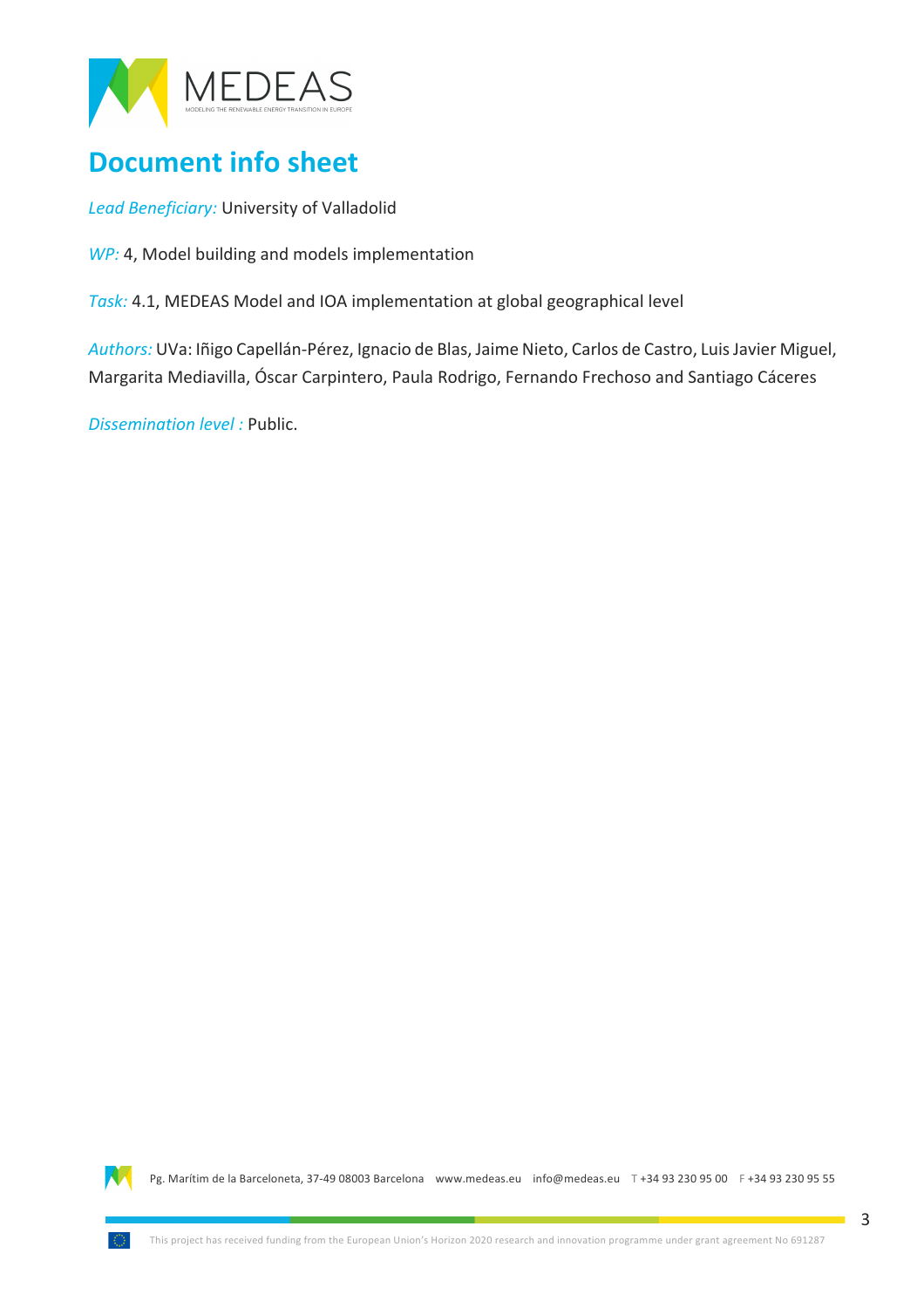# Document info sheet

*Lead Beneficiary:* University of Valladolid

*WP:* 4, Model building and models implementation

*Task:* 4.1, MEDEAS Model and IOA implementation at global geographical level

*Authors:* UVa: Iñigo Capellán-Pérez, Ignacio de Blas, Jaime Nieto, Carlos de Castro, Luis Javier Miguel, Margarita Mediavilla, Óscar Carpintero, Paula Rodrigo, Fernando Frechoso and Santiago Cáceres

*Dissemination level :* Public.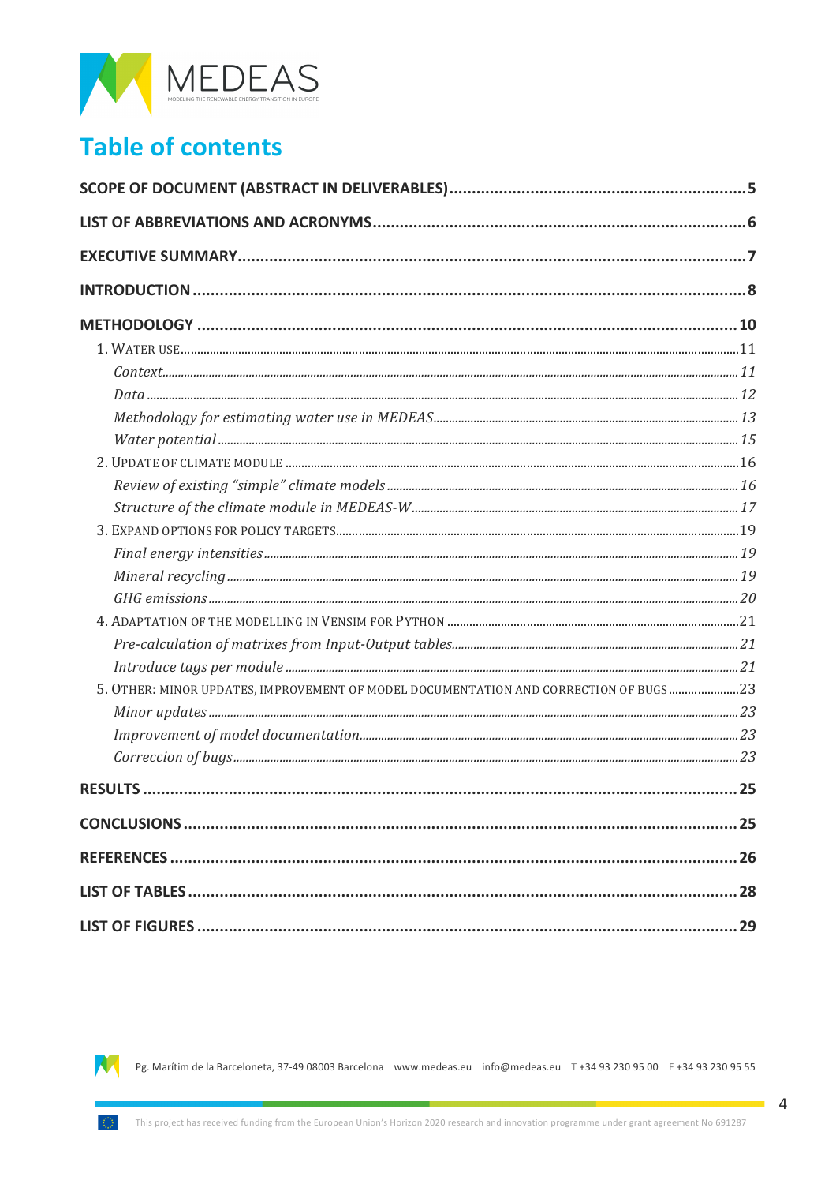# Table of contents

**SCOPE OF DOCUMENT (ABSTRACT IN DELIVERABLES)** ..... 5

**LIST OF ABBREVIATIONS AND ACRONYMS** ..... 6

**EXECUTIVE SUMMARY** ..... 7

**INTRODUCTION** ..... 8

**METHODOLOGY** ..... 10

1. WATER USE ..... 11
   - *Context* ..... 11
   - *Data* ..... 12
   - *Methodology for estimating water use in MEDEAS* ..... 13
   - *Water potential* ..... 15
2. UPDATE OF CLIMATE MODULE ..... 16
   - *Review of existing "simple" climate models* ..... 16
   - *Structure of the climate module in MEDEAS-W* ..... 17
3. EXPAND OPTIONS FOR POLICY TARGETS ..... 19
   - *Final energy intensities* ..... 19
   - *Mineral recycling* ..... 19
   - *GHG emissions* ..... 20
4. ADAPTATION OF THE MODELLING IN VENSIM FOR PYTHON ..... 21
   - *Pre-calculation of matrixes from Input-Output tables* ..... 21
   - *Introduce tags per module* ..... 21
5. OTHER: MINOR UPDATES, IMPROVEMENT OF MODEL DOCUMENTATION AND CORRECTION OF BUGS ..... 23
   - *Minor updates* ..... 23
   - *Improvement of model documentation* ..... 23
   - *Correccion of bugs* ..... 23

**RESULTS** ..... 25

**CONCLUSIONS** ..... 25

**REFERENCES** ..... 26

**LIST OF TABLES** ..... 28

**LIST OF FIGURES** ..... 29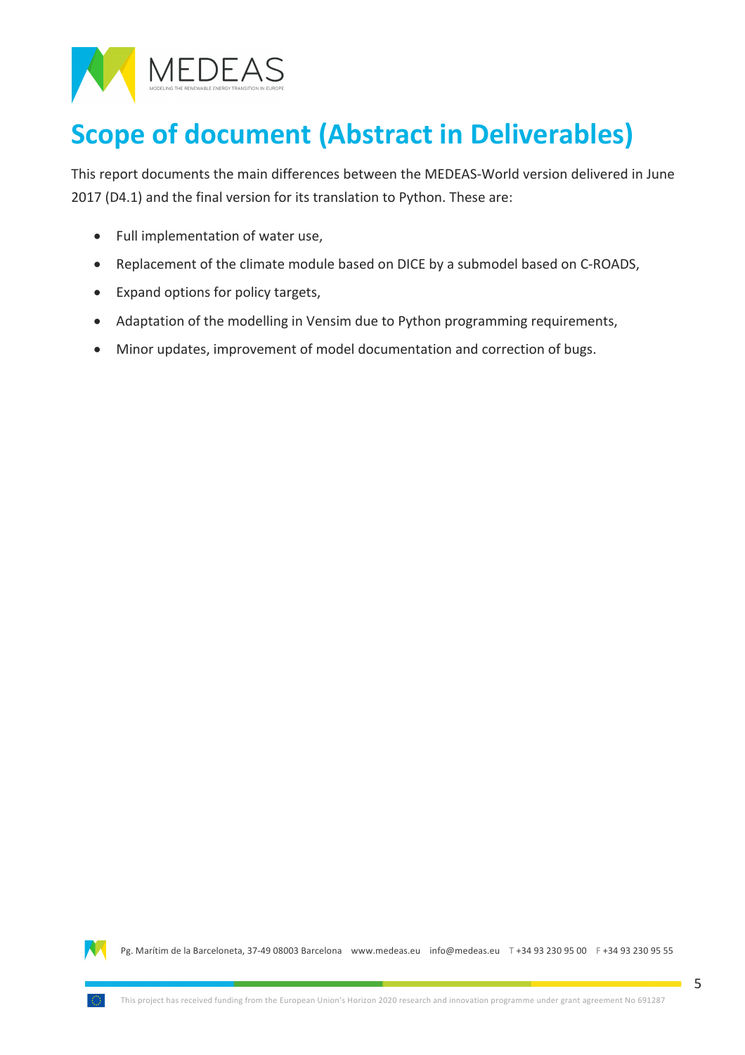# Scope of document (Abstract in Deliverables)

This report documents the main differences between the MEDEAS-World version delivered in June 2017 (D4.1) and the final version for its translation to Python. These are:

- Full implementation of water use,
- Replacement of the climate module based on DICE by a submodel based on C-ROADS,
- Expand options for policy targets,
- Adaptation of the modelling in Vensim due to Python programming requirements,
- Minor updates, improvement of model documentation and correction of bugs.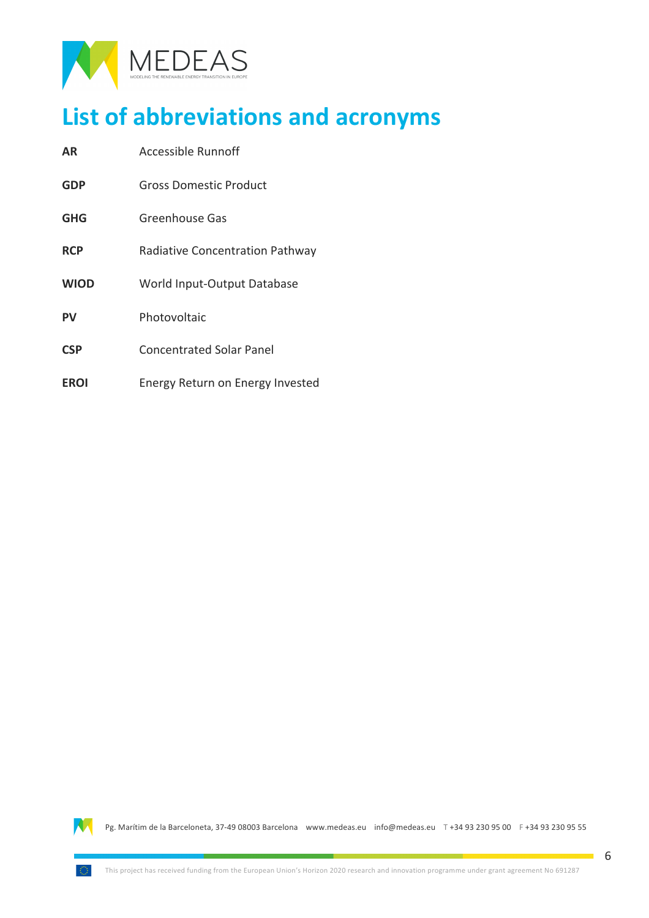# List of abbreviations and acronyms

| | |
|---|---|
| **AR** | Accessible Runnoff |
| **GDP** | Gross Domestic Product |
| **GHG** | Greenhouse Gas |
| **RCP** | Radiative Concentration Pathway |
| **WIOD** | World Input-Output Database |
| **PV** | Photovoltaic |
| **CSP** | Concentrated Solar Panel |
| **EROI** | Energy Return on Energy Invested |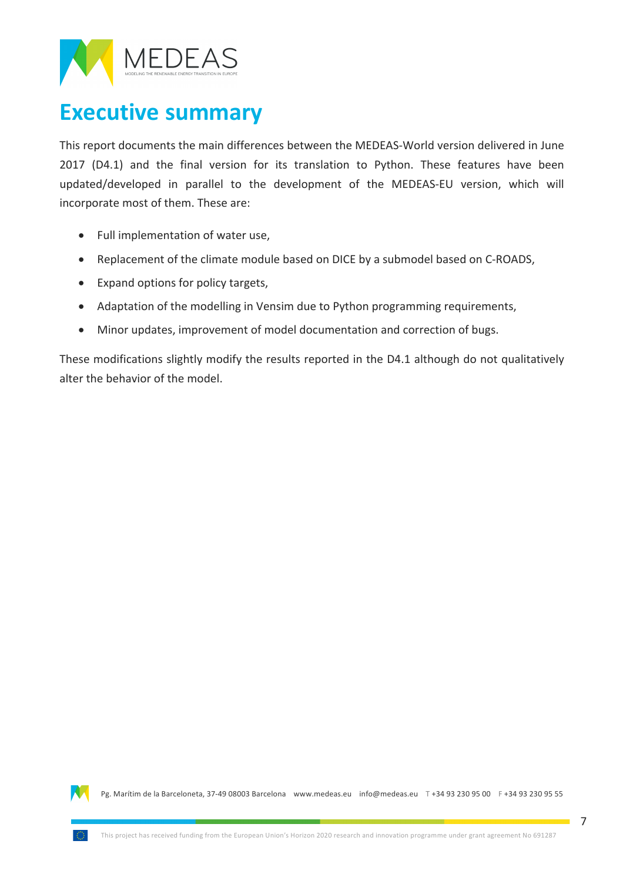# Executive summary

This report documents the main differences between the MEDEAS-World version delivered in June 2017 (D4.1) and the final version for its translation to Python. These features have been updated/developed in parallel to the development of the MEDEAS-EU version, which will incorporate most of them. These are:

- Full implementation of water use,
- Replacement of the climate module based on DICE by a submodel based on C-ROADS,
- Expand options for policy targets,
- Adaptation of the modelling in Vensim due to Python programming requirements,
- Minor updates, improvement of model documentation and correction of bugs.

These modifications slightly modify the results reported in the D4.1 although do not qualitatively alter the behavior of the model.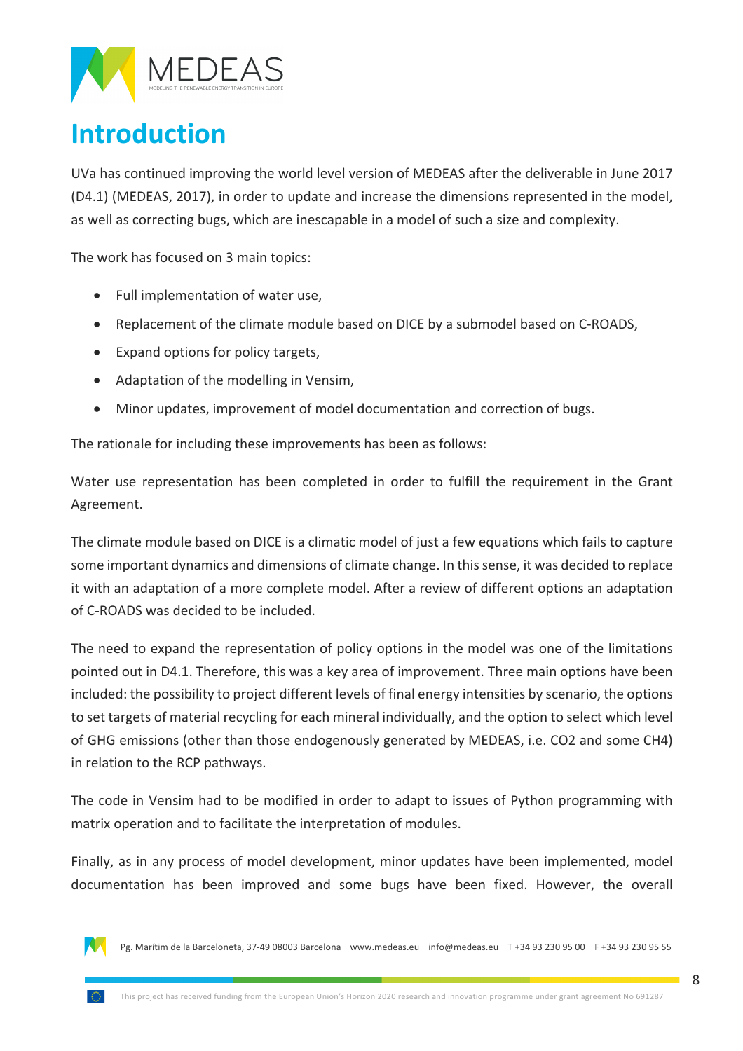# Introduction

UVa has continued improving the world level version of MEDEAS after the deliverable in June 2017 (D4.1) (MEDEAS, 2017), in order to update and increase the dimensions represented in the model, as well as correcting bugs, which are inescapable in a model of such a size and complexity.

The work has focused on 3 main topics:

- Full implementation of water use,
- Replacement of the climate module based on DICE by a submodel based on C-ROADS,
- Expand options for policy targets,
- Adaptation of the modelling in Vensim,
- Minor updates, improvement of model documentation and correction of bugs.

The rationale for including these improvements has been as follows:

Water use representation has been completed in order to fulfill the requirement in the Grant Agreement.

The climate module based on DICE is a climatic model of just a few equations which fails to capture some important dynamics and dimensions of climate change. In this sense, it was decided to replace it with an adaptation of a more complete model. After a review of different options an adaptation of C-ROADS was decided to be included.

The need to expand the representation of policy options in the model was one of the limitations pointed out in D4.1. Therefore, this was a key area of improvement. Three main options have been included: the possibility to project different levels of final energy intensities by scenario, the options to set targets of material recycling for each mineral individually, and the option to select which level of GHG emissions (other than those endogenously generated by MEDEAS, i.e. $CO_2$ and some $CH_4$) in relation to the RCP pathways.

The code in Vensim had to be modified in order to adapt to issues of Python programming with matrix operation and to facilitate the interpretation of modules.

Finally, as in any process of model development, minor updates have been implemented, model documentation has been improved and some bugs have been fixed. However, the overall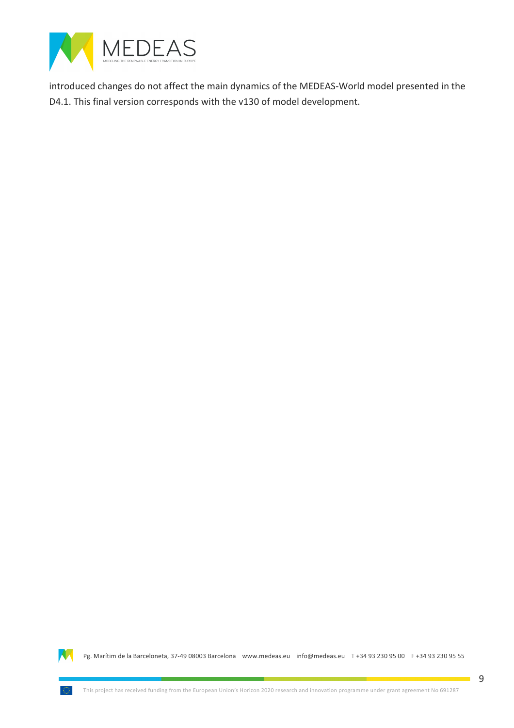introduced changes do not affect the main dynamics of the MEDEAS-World model presented in the D4.1. This final version corresponds with the v130 of model development.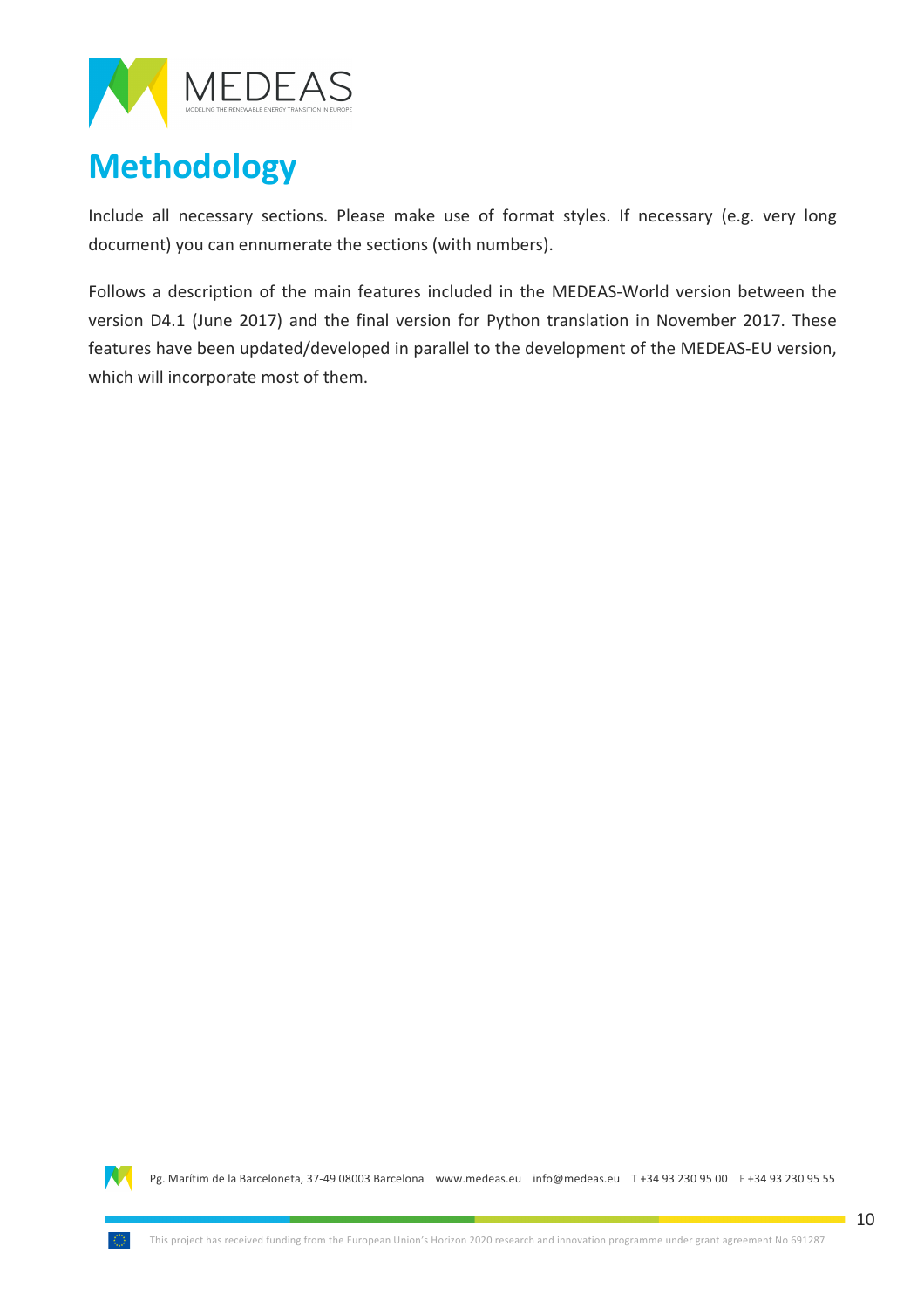# Methodology

Include all necessary sections. Please make use of format styles. If necessary (e.g. very long document) you can ennumerate the sections (with numbers).

Follows a description of the main features included in the MEDEAS-World version between the version D4.1 (June 2017) and the final version for Python translation in November 2017. These features have been updated/developed in parallel to the development of the MEDEAS-EU version, which will incorporate most of them.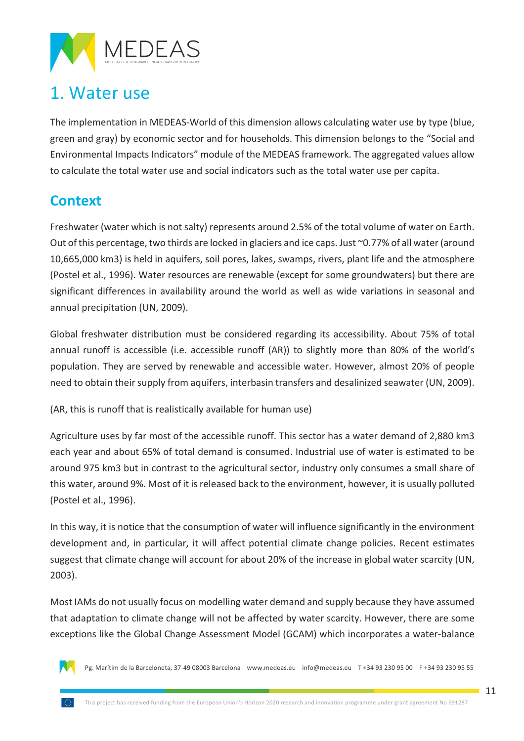# 1. Water use

The implementation in MEDEAS-World of this dimension allows calculating water use by type (blue, green and gray) by economic sector and for households. This dimension belongs to the "Social and Environmental Impacts Indicators" module of the MEDEAS framework. The aggregated values allow to calculate the total water use and social indicators such as the total water use per capita.

## Context

Freshwater (water which is not salty) represents around 2.5% of the total volume of water on Earth. Out of this percentage, two thirds are locked in glaciers and ice caps. Just ~0.77% of all water (around 10,665,000 km3) is held in aquifers, soil pores, lakes, swamps, rivers, plant life and the atmosphere (Postel et al., 1996). Water resources are renewable (except for some groundwaters) but there are significant differences in availability around the world as well as wide variations in seasonal and annual precipitation (UN, 2009).

Global freshwater distribution must be considered regarding its accessibility. About 75% of total annual runoff is accessible (i.e. accessible runoff (AR)) to slightly more than 80% of the world's population. They are served by renewable and accessible water. However, almost 20% of people need to obtain their supply from aquifers, interbasin transfers and desalinized seawater (UN, 2009).

(AR, this is runoff that is realistically available for human use)

Agriculture uses by far most of the accessible runoff. This sector has a water demand of 2,880 km3 each year and about 65% of total demand is consumed. Industrial use of water is estimated to be around 975 km3 but in contrast to the agricultural sector, industry only consumes a small share of this water, around 9%. Most of it is released back to the environment, however, it is usually polluted (Postel et al., 1996).

In this way, it is notice that the consumption of water will influence significantly in the environment development and, in particular, it will affect potential climate change policies. Recent estimates suggest that climate change will account for about 20% of the increase in global water scarcity (UN, 2003).

Most IAMs do not usually focus on modelling water demand and supply because they have assumed that adaptation to climate change will not be affected by water scarcity. However, there are some exceptions like the Global Change Assessment Model (GCAM) which incorporates a water-balance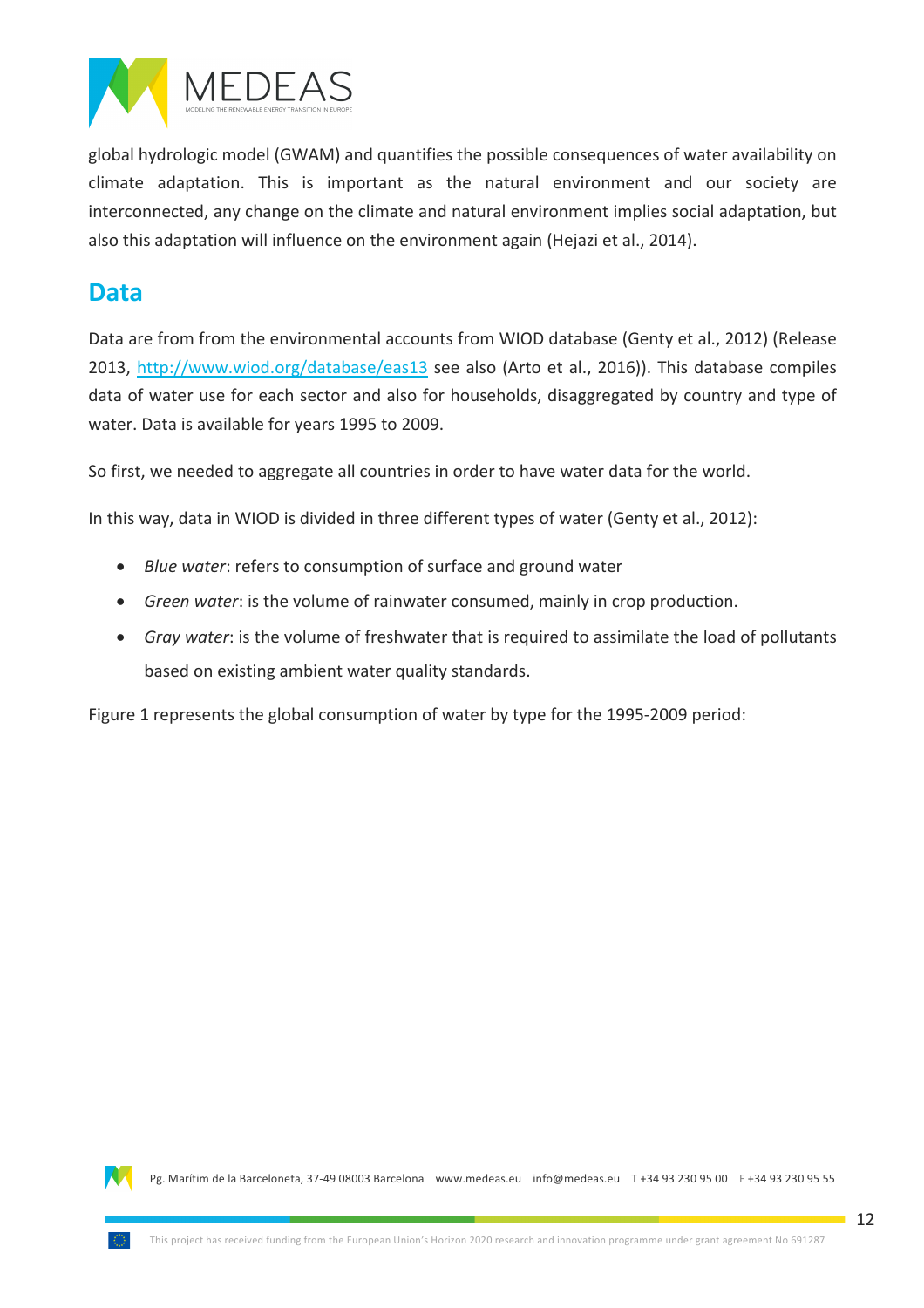global hydrologic model (GWAM) and quantifies the possible consequences of water availability on climate adaptation. This is important as the natural environment and our society are interconnected, any change on the climate and natural environment implies social adaptation, but also this adaptation will influence on the environment again (Hejazi et al., 2014).

## Data

Data are from from the environmental accounts from WIOD database (Genty et al., 2012) (Release 2013, http://www.wiod.org/database/eas13 see also (Arto et al., 2016)). This database compiles data of water use for each sector and also for households, disaggregated by country and type of water. Data is available for years 1995 to 2009.

So first, we needed to aggregate all countries in order to have water data for the world.

In this way, data in WIOD is divided in three different types of water (Genty et al., 2012):

- *Blue water*: refers to consumption of surface and ground water
- *Green water*: is the volume of rainwater consumed, mainly in crop production.
- *Gray water*: is the volume of freshwater that is required to assimilate the load of pollutants based on existing ambient water quality standards.

Figure 1 represents the global consumption of water by type for the 1995-2009 period: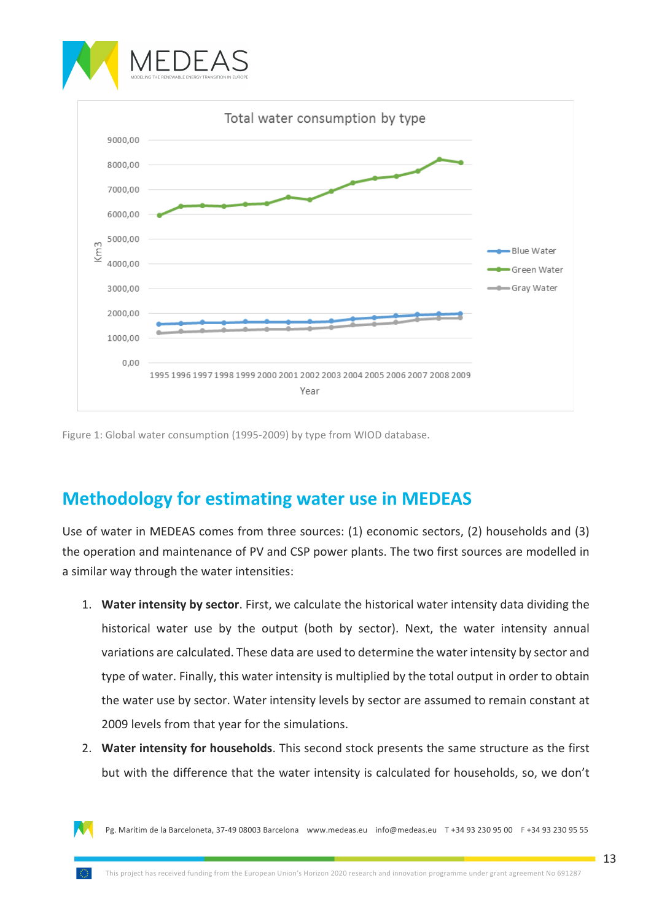Figure 1: Global water consumption (1995-2009) by type from WIOD database.

## Methodology for estimating water use in MEDEAS

Use of water in MEDEAS comes from three sources: (1) economic sectors, (2) households and (3) the operation and maintenance of PV and CSP power plants. The two first sources are modelled in a similar way through the water intensities:

1. **Water intensity by sector**. First, we calculate the historical water intensity data dividing the historical water use by the output (both by sector). Next, the water intensity annual variations are calculated. These data are used to determine the water intensity by sector and type of water. Finally, this water intensity is multiplied by the total output in order to obtain the water use by sector. Water intensity levels by sector are assumed to remain constant at 2009 levels from that year for the simulations.
2. **Water intensity for households**. This second stock presents the same structure as the first but with the difference that the water intensity is calculated for households, so, we don't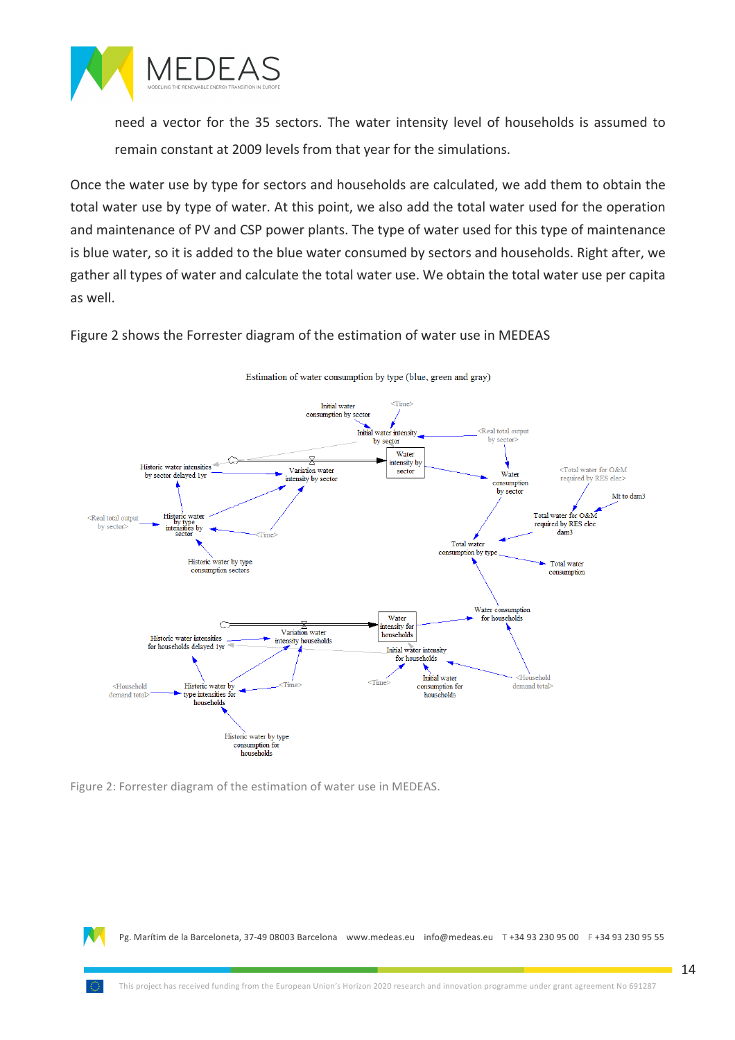need a vector for the 35 sectors. The water intensity level of households is assumed to remain constant at 2009 levels from that year for the simulations.

Once the water use by type for sectors and households are calculated, we add them to obtain the total water use by type of water. At this point, we also add the total water used for the operation and maintenance of PV and CSP power plants. The type of water used for this type of maintenance is blue water, so it is added to the blue water consumed by sectors and households. Right after, we gather all types of water and calculate the total water use. We obtain the total water use per capita as well.

Figure 2 shows the Forrester diagram of the estimation of water use in MEDEAS

Figure 2: Forrester diagram of the estimation of water use in MEDEAS.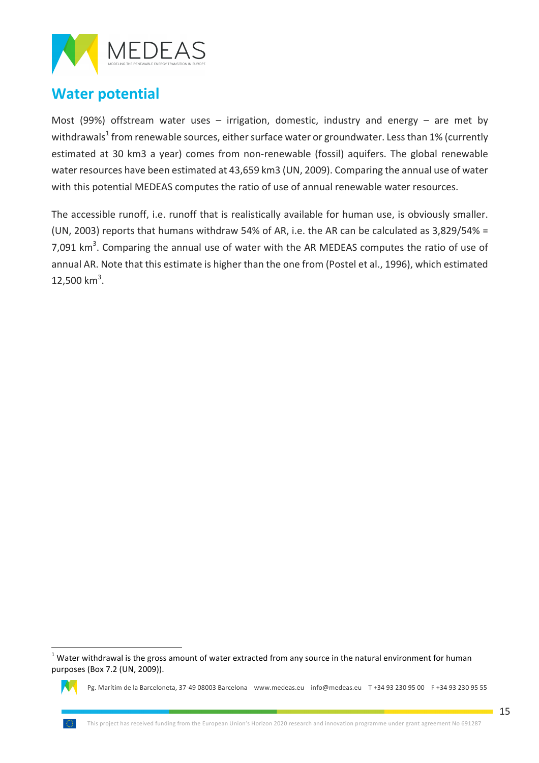## Water potential

Most (99%) offstream water uses – irrigation, domestic, industry and energy – are met by withdrawals[1] from renewable sources, either surface water or groundwater. Less than 1% (currently estimated at 30 km3 a year) comes from non-renewable (fossil) aquifers. The global renewable water resources have been estimated at 43,659 km3 (UN, 2009). Comparing the annual use of water with this potential MEDEAS computes the ratio of use of annual renewable water resources.

The accessible runoff, i.e. runoff that is realistically available for human use, is obviously smaller. (UN, 2003) reports that humans withdraw 54% of AR, i.e. the AR can be calculated as 3,829/54% = 7,091 km$^3$. Comparing the annual use of water with the AR MEDEAS computes the ratio of use of annual AR. Note that this estimate is higher than the one from (Postel et al., 1996), which estimated 12,500 km$^3$.

---

[1] Water withdrawal is the gross amount of water extracted from any source in the natural environment for human purposes (Box 7.2 (UN, 2009)).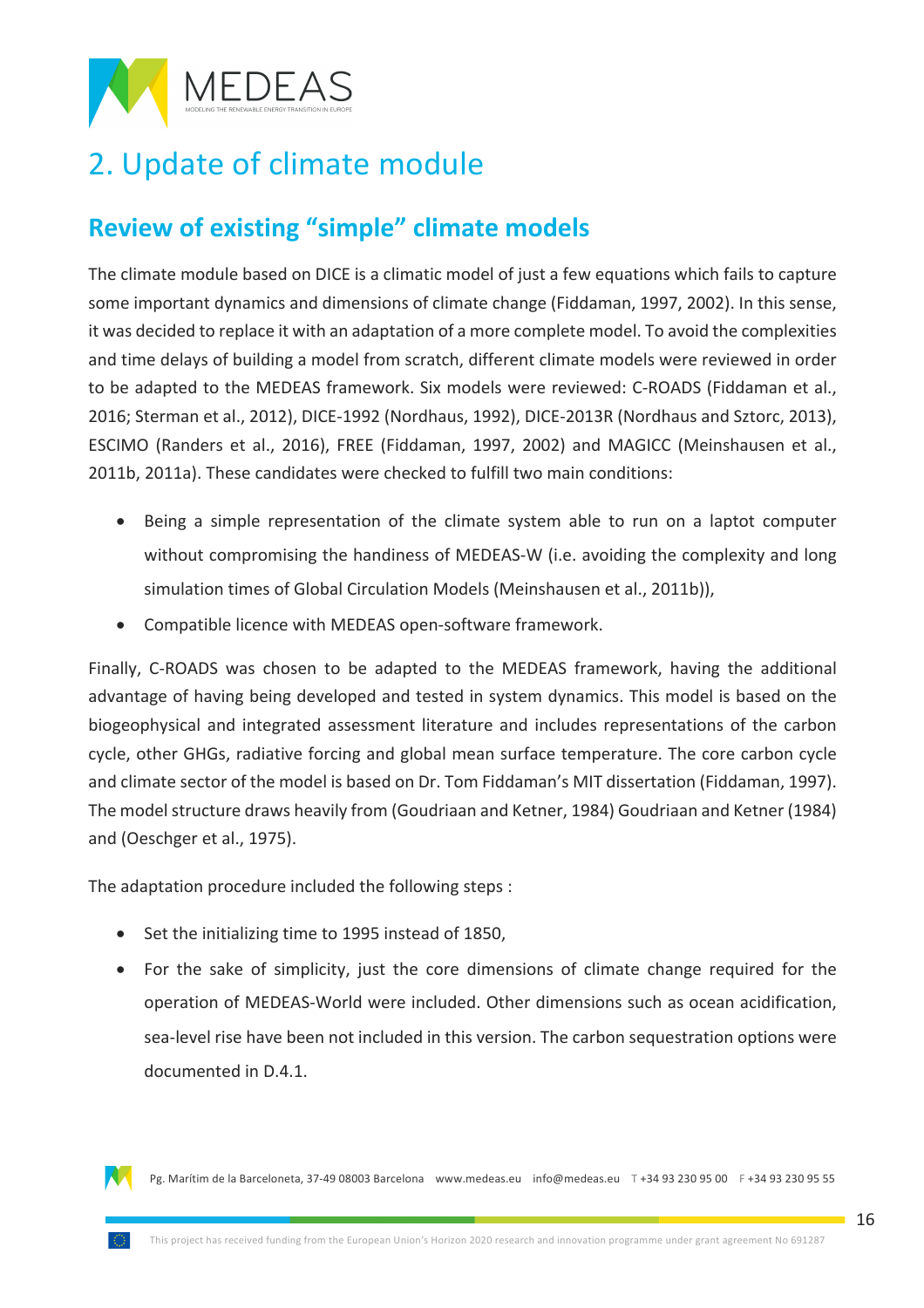# 2. Update of climate module

## Review of existing "simple" climate models

The climate module based on DICE is a climatic model of just a few equations which fails to capture some important dynamics and dimensions of climate change (Fiddaman, 1997, 2002). In this sense, it was decided to replace it with an adaptation of a more complete model. To avoid the complexities and time delays of building a model from scratch, different climate models were reviewed in order to be adapted to the MEDEAS framework. Six models were reviewed: C-ROADS (Fiddaman et al., 2016; Sterman et al., 2012), DICE-1992 (Nordhaus, 1992), DICE-2013R (Nordhaus and Sztorc, 2013), ESCIMO (Randers et al., 2016), FREE (Fiddaman, 1997, 2002) and MAGICC (Meinshausen et al., 2011b, 2011a). These candidates were checked to fulfill two main conditions:

- Being a simple representation of the climate system able to run on a laptot computer without compromising the handiness of MEDEAS-W (i.e. avoiding the complexity and long simulation times of Global Circulation Models (Meinshausen et al., 2011b)),
- Compatible licence with MEDEAS open-software framework.

Finally, C-ROADS was chosen to be adapted to the MEDEAS framework, having the additional advantage of having being developed and tested in system dynamics. This model is based on the biogeophysical and integrated assessment literature and includes representations of the carbon cycle, other GHGs, radiative forcing and global mean surface temperature. The core carbon cycle and climate sector of the model is based on Dr. Tom Fiddaman's MIT dissertation (Fiddaman, 1997). The model structure draws heavily from (Goudriaan and Ketner, 1984) Goudriaan and Ketner (1984) and (Oeschger et al., 1975).

The adaptation procedure included the following steps :

- Set the initializing time to 1995 instead of 1850,
- For the sake of simplicity, just the core dimensions of climate change required for the operation of MEDEAS-World were included. Other dimensions such as ocean acidification, sea-level rise have been not included in this version. The carbon sequestration options were documented in D.4.1.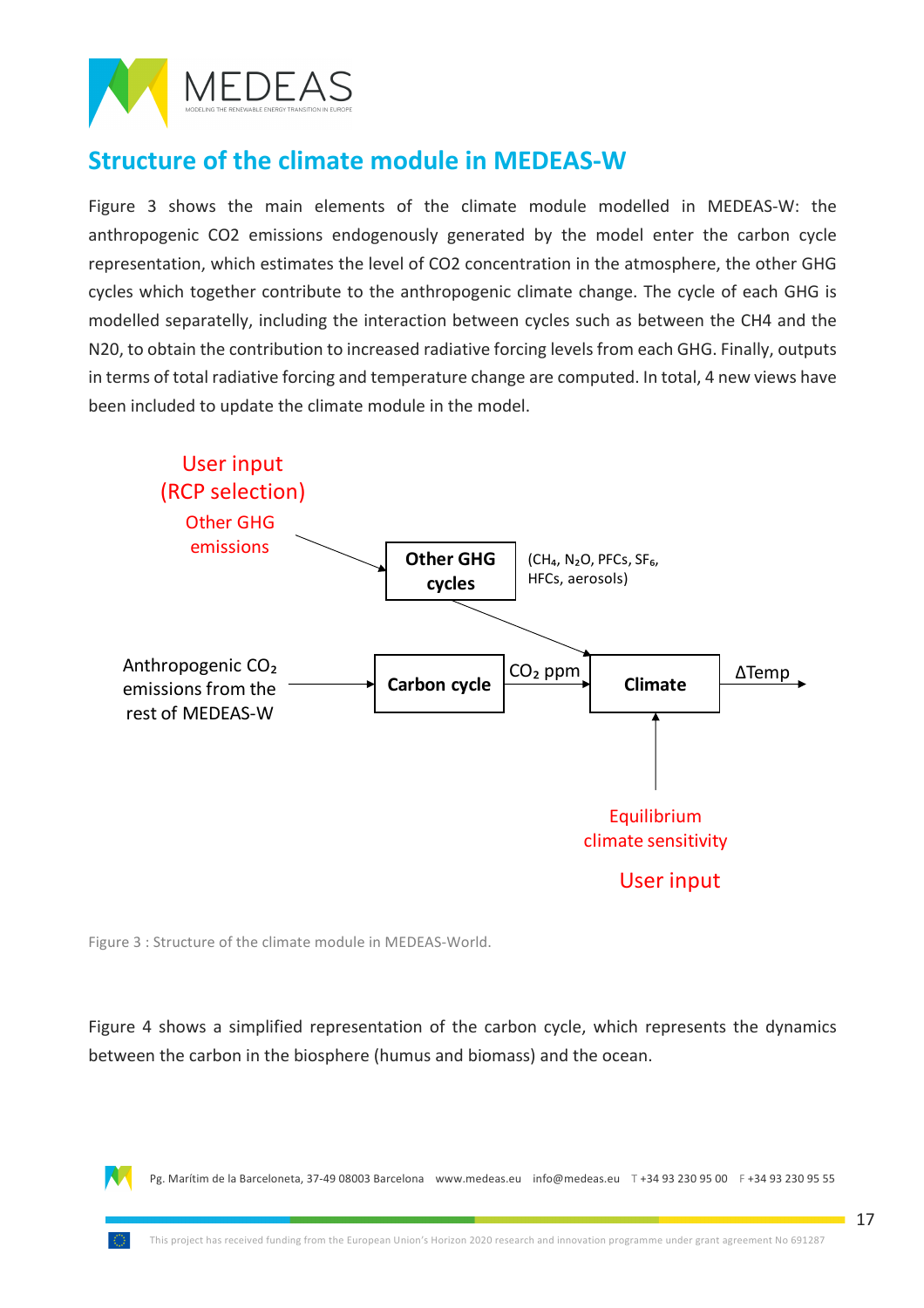## Structure of the climate module in MEDEAS-W

Figure 3 shows the main elements of the climate module modelled in MEDEAS-W: the anthropogenic CO2 emissions endogenously generated by the model enter the carbon cycle representation, which estimates the level of CO2 concentration in the atmosphere, the other GHG cycles which together contribute to the anthropogenic climate change. The cycle of each GHG is modelled separatelly, including the interaction between cycles such as between the CH4 and the N20, to obtain the contribution to increased radiative forcing levels from each GHG. Finally, outputs in terms of total radiative forcing and temperature change are computed. In total, 4 new views have been included to update the climate module in the model.

User input (RCP selection)

Other GHG emissions

Other GHG cycles

($CH_4$, $N_2O$, PFCs, $SF_6$, HFCs, aerosols)

Anthropogenic $CO_2$ emissions from the rest of MEDEAS-W

Carbon cycle

$CO_2$ ppm

Climate

ΔTemp

Equilibrium climate sensitivity

User input

Figure 3 : Structure of the climate module in MEDEAS-World.

Figure 4 shows a simplified representation of the carbon cycle, which represents the dynamics between the carbon in the biosphere (humus and biomass) and the ocean.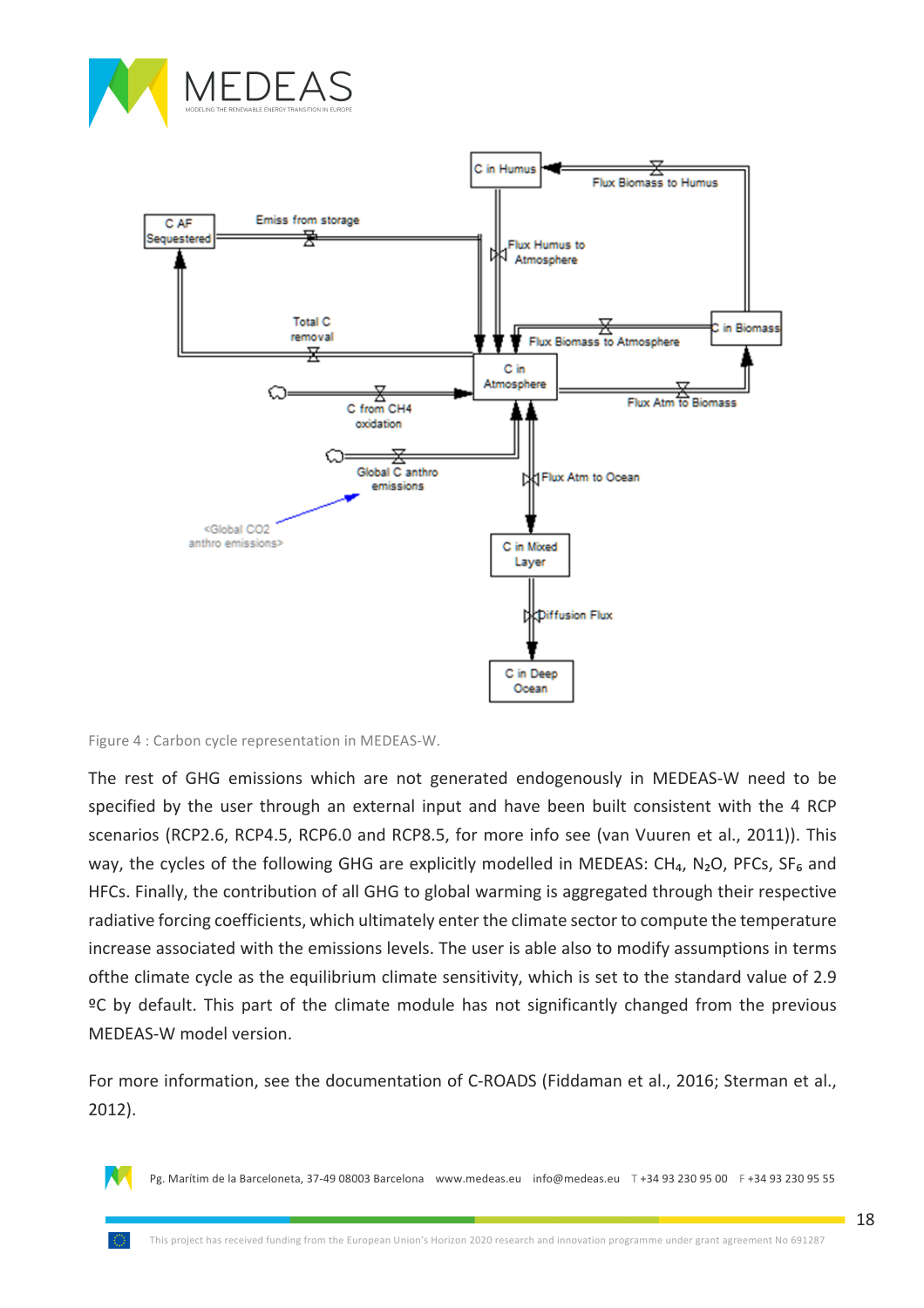Figure 4 : Carbon cycle representation in MEDEAS-W.

The rest of GHG emissions which are not generated endogenously in MEDEAS-W need to be specified by the user through an external input and have been built consistent with the 4 RCP scenarios (RCP2.6, RCP4.5, RCP6.0 and RCP8.5, for more info see (van Vuuren et al., 2011)). This way, the cycles of the following GHG are explicitly modelled in MEDEAS: $CH_4$, $N_2O$, PFCs, $SF_6$ and HFCs. Finally, the contribution of all GHG to global warming is aggregated through their respective radiative forcing coefficients, which ultimately enter the climate sector to compute the temperature increase associated with the emissions levels. The user is able also to modify assumptions in terms ofthe climate cycle as the equilibrium climate sensitivity, which is set to the standard value of 2.9 ºC by default. This part of the climate module has not significantly changed from the previous MEDEAS-W model version.

For more information, see the documentation of C-ROADS (Fiddaman et al., 2016; Sterman et al., 2012).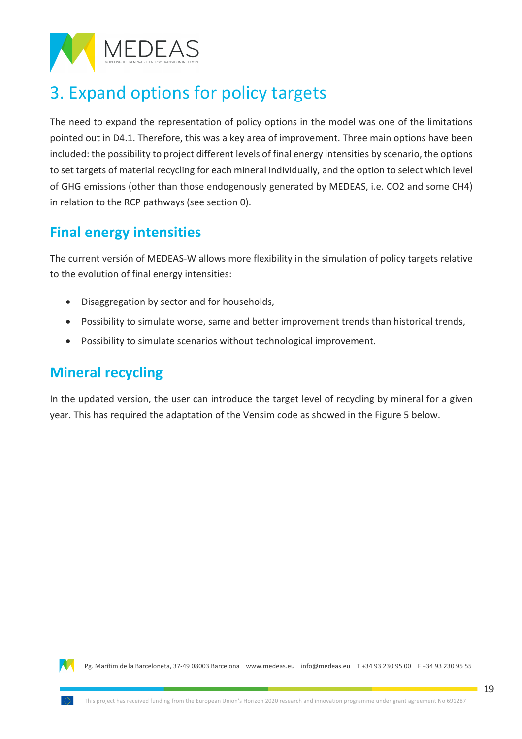# 3. Expand options for policy targets

The need to expand the representation of policy options in the model was one of the limitations pointed out in D4.1. Therefore, this was a key area of improvement. Three main options have been included: the possibility to project different levels of final energy intensities by scenario, the options to set targets of material recycling for each mineral individually, and the option to select which level of GHG emissions (other than those endogenously generated by MEDEAS, i.e. $CO_2$ and some $CH_4$) in relation to the RCP pathways (see section 0).

## Final energy intensities

The current versión of MEDEAS-W allows more flexibility in the simulation of policy targets relative to the evolution of final energy intensities:

- Disaggregation by sector and for households,
- Possibility to simulate worse, same and better improvement trends than historical trends,
- Possibility to simulate scenarios without technological improvement.

## Mineral recycling

In the updated version, the user can introduce the target level of recycling by mineral for a given year. This has required the adaptation of the Vensim code as showed in the Figure 5 below.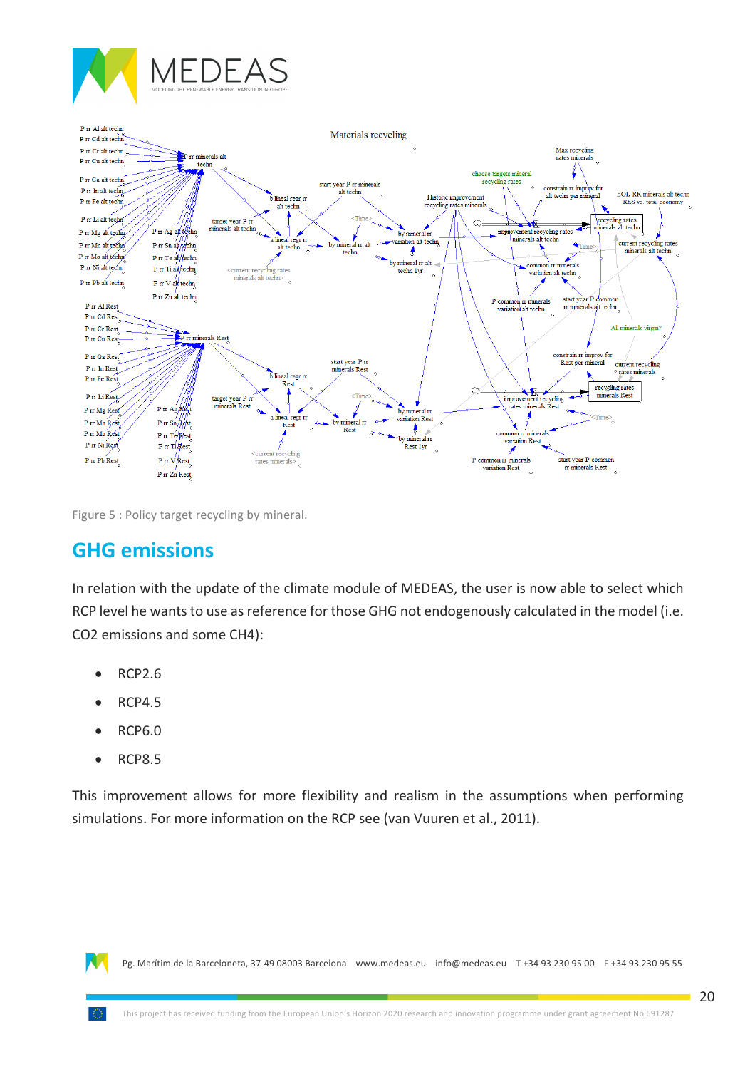Figure 5 : Policy target recycling by mineral.

## GHG emissions

In relation with the update of the climate module of MEDEAS, the user is now able to select which RCP level he wants to use as reference for those GHG not endogenously calculated in the model (i.e. CO2 emissions and some CH4):

- RCP2.6
- RCP4.5
- RCP6.0
- RCP8.5

This improvement allows for more flexibility and realism in the assumptions when performing simulations. For more information on the RCP see (van Vuuren et al., 2011).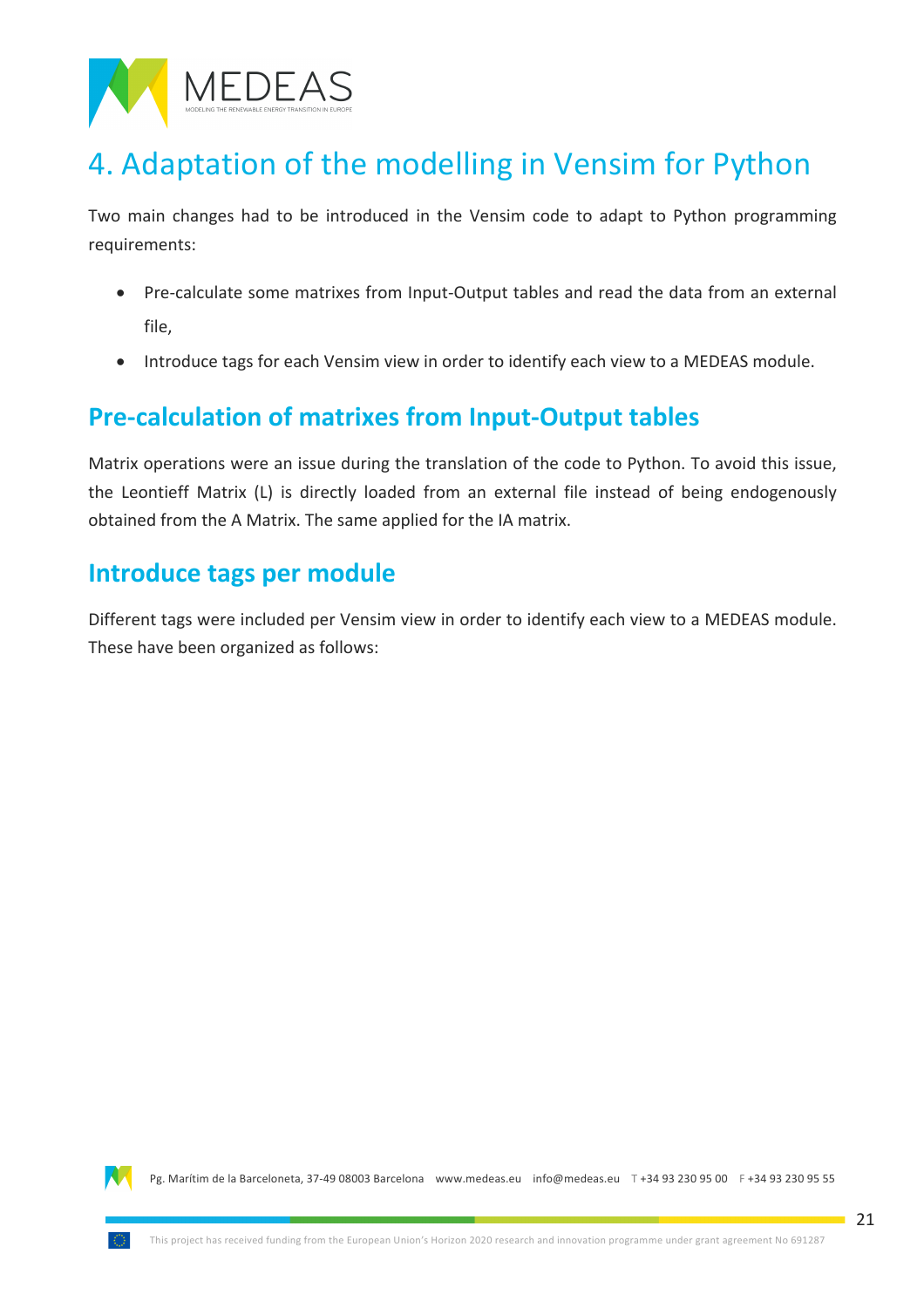# 4. Adaptation of the modelling in Vensim for Python

Two main changes had to be introduced in the Vensim code to adapt to Python programming requirements:

- Pre-calculate some matrixes from Input-Output tables and read the data from an external file,
- Introduce tags for each Vensim view in order to identify each view to a MEDEAS module.

## Pre-calculation of matrixes from Input-Output tables

Matrix operations were an issue during the translation of the code to Python. To avoid this issue, the Leontieff Matrix (L) is directly loaded from an external file instead of being endogenously obtained from the A Matrix. The same applied for the IA matrix.

## Introduce tags per module

Different tags were included per Vensim view in order to identify each view to a MEDEAS module. These have been organized as follows: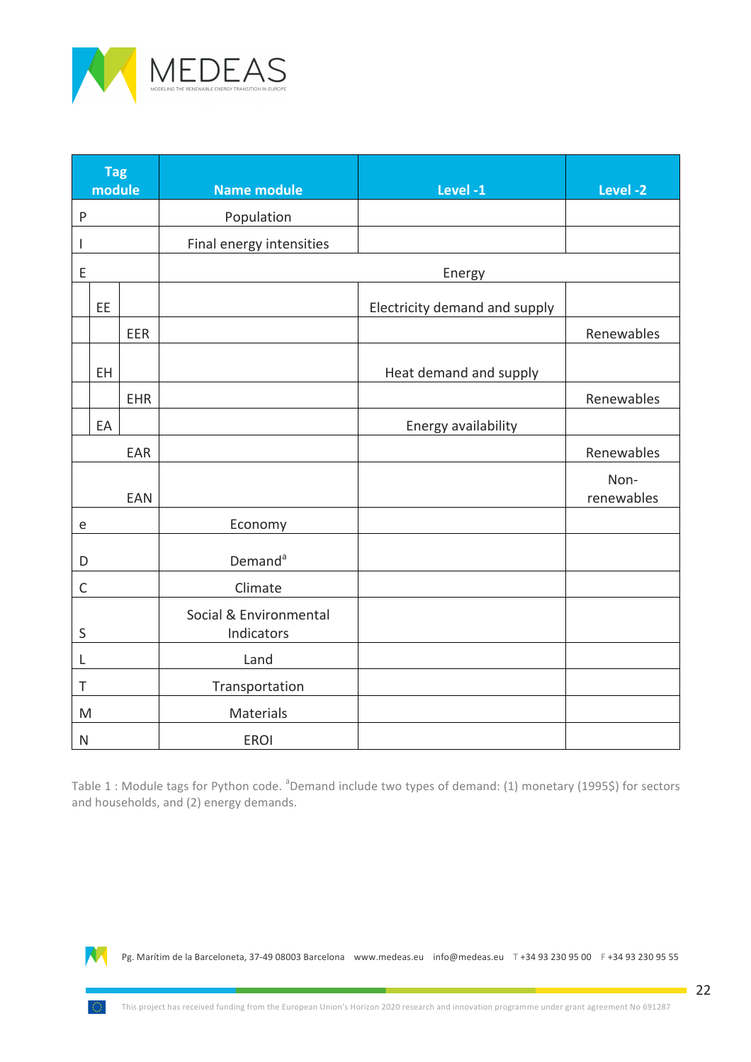| Tag module | | | Name module | Level -1 | Level -2 |
|---|---|---|---|---|---|
| P | | | Population | | |
| I | | | Final energy intensities | | |
| E | | | Energy | | |
| | EE | | | Electricity demand and supply | |
| | | EER | | | Renewables |
| | EH | | | Heat demand and supply | |
| | | EHR | | | Renewables |
| | EA | | | Energy availability | |
| | | EAR | | | Renewables |
| | | EAN | | | Non-renewables |
| e | | | Economy | | |
| D | | | Demand[a] | | |
| C | | | Climate | | |
| S | | | Social & Environmental Indicators | | |
| L | | | Land | | |
| T | | | Transportation | | |
| M | | | Materials | | |
| N | | | EROI | | |

Table 1 : Module tags for Python code. [a]Demand include two types of demand: (1) monetary (1995$) for sectors and households, and (2) energy demands.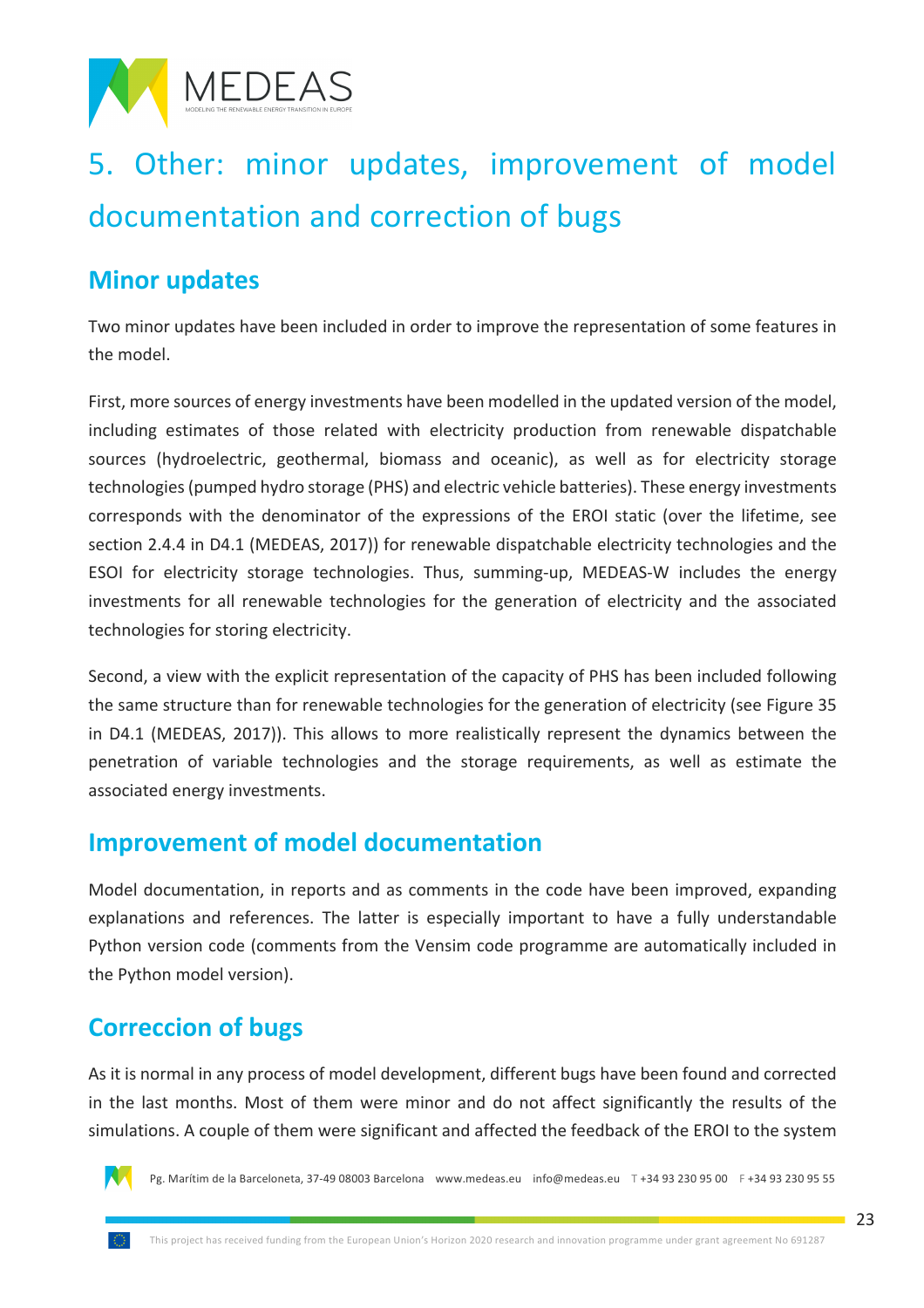# 5. Other: minor updates, improvement of model documentation and correction of bugs

## Minor updates

Two minor updates have been included in order to improve the representation of some features in the model.

First, more sources of energy investments have been modelled in the updated version of the model, including estimates of those related with electricity production from renewable dispatchable sources (hydroelectric, geothermal, biomass and oceanic), as well as for electricity storage technologies (pumped hydro storage (PHS) and electric vehicle batteries). These energy investments corresponds with the denominator of the expressions of the EROI static (over the lifetime, see section 2.4.4 in D4.1 (MEDEAS, 2017)) for renewable dispatchable electricity technologies and the ESOI for electricity storage technologies. Thus, summing-up, MEDEAS-W includes the energy investments for all renewable technologies for the generation of electricity and the associated technologies for storing electricity.

Second, a view with the explicit representation of the capacity of PHS has been included following the same structure than for renewable technologies for the generation of electricity (see Figure 35 in D4.1 (MEDEAS, 2017)). This allows to more realistically represent the dynamics between the penetration of variable technologies and the storage requirements, as well as estimate the associated energy investments.

## Improvement of model documentation

Model documentation, in reports and as comments in the code have been improved, expanding explanations and references. The latter is especially important to have a fully understandable Python version code (comments from the Vensim code programme are automatically included in the Python model version).

## Correccion of bugs

As it is normal in any process of model development, different bugs have been found and corrected in the last months. Most of them were minor and do not affect significantly the results of the simulations. A couple of them were significant and affected the feedback of the EROI to the system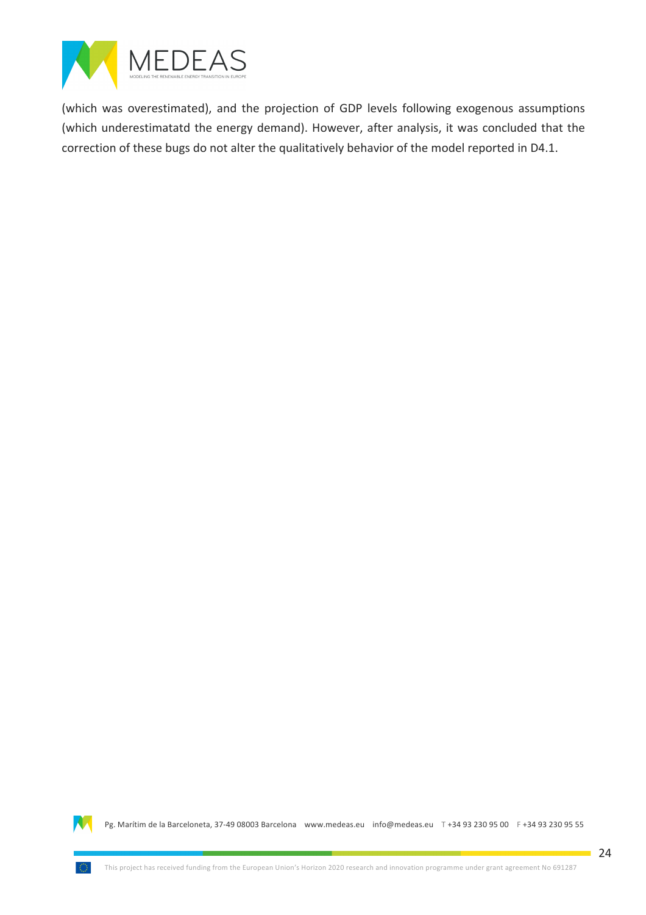(which was overestimated), and the projection of GDP levels following exogenous assumptions (which underestimatatd the energy demand). However, after analysis, it was concluded that the correction of these bugs do not alter the qualitatively behavior of the model reported in D4.1.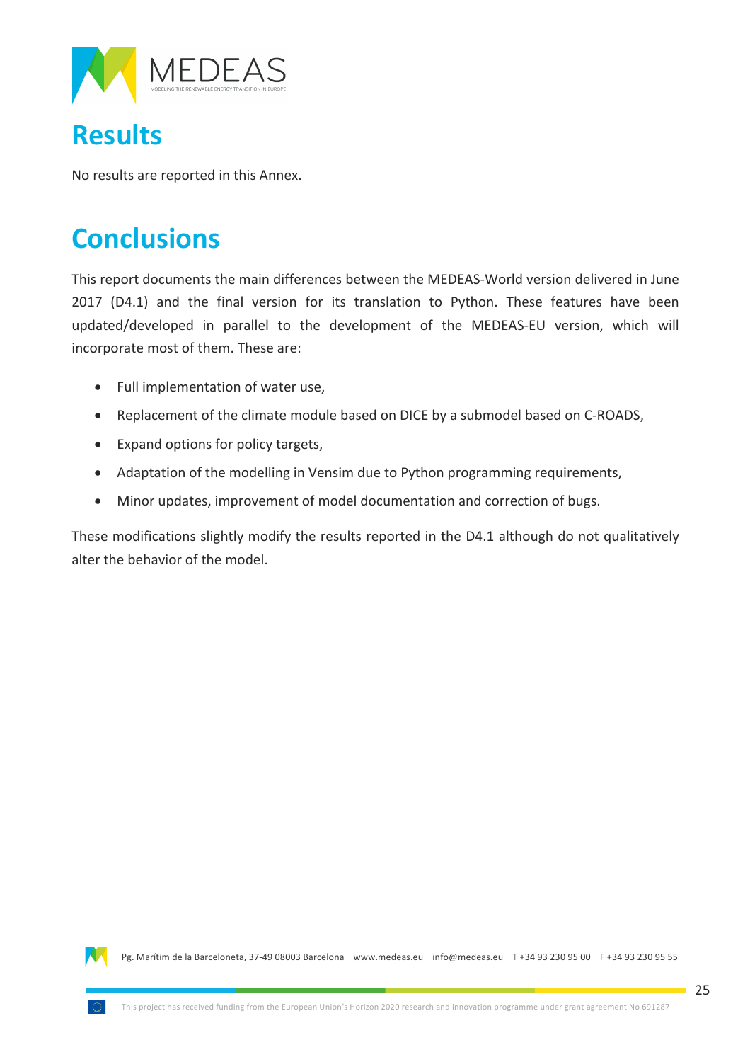# Results

No results are reported in this Annex.

# Conclusions

This report documents the main differences between the MEDEAS-World version delivered in June 2017 (D4.1) and the final version for its translation to Python. These features have been updated/developed in parallel to the development of the MEDEAS-EU version, which will incorporate most of them. These are:

- Full implementation of water use,
- Replacement of the climate module based on DICE by a submodel based on C-ROADS,
- Expand options for policy targets,
- Adaptation of the modelling in Vensim due to Python programming requirements,
- Minor updates, improvement of model documentation and correction of bugs.

These modifications slightly modify the results reported in the D4.1 although do not qualitatively alter the behavior of the model.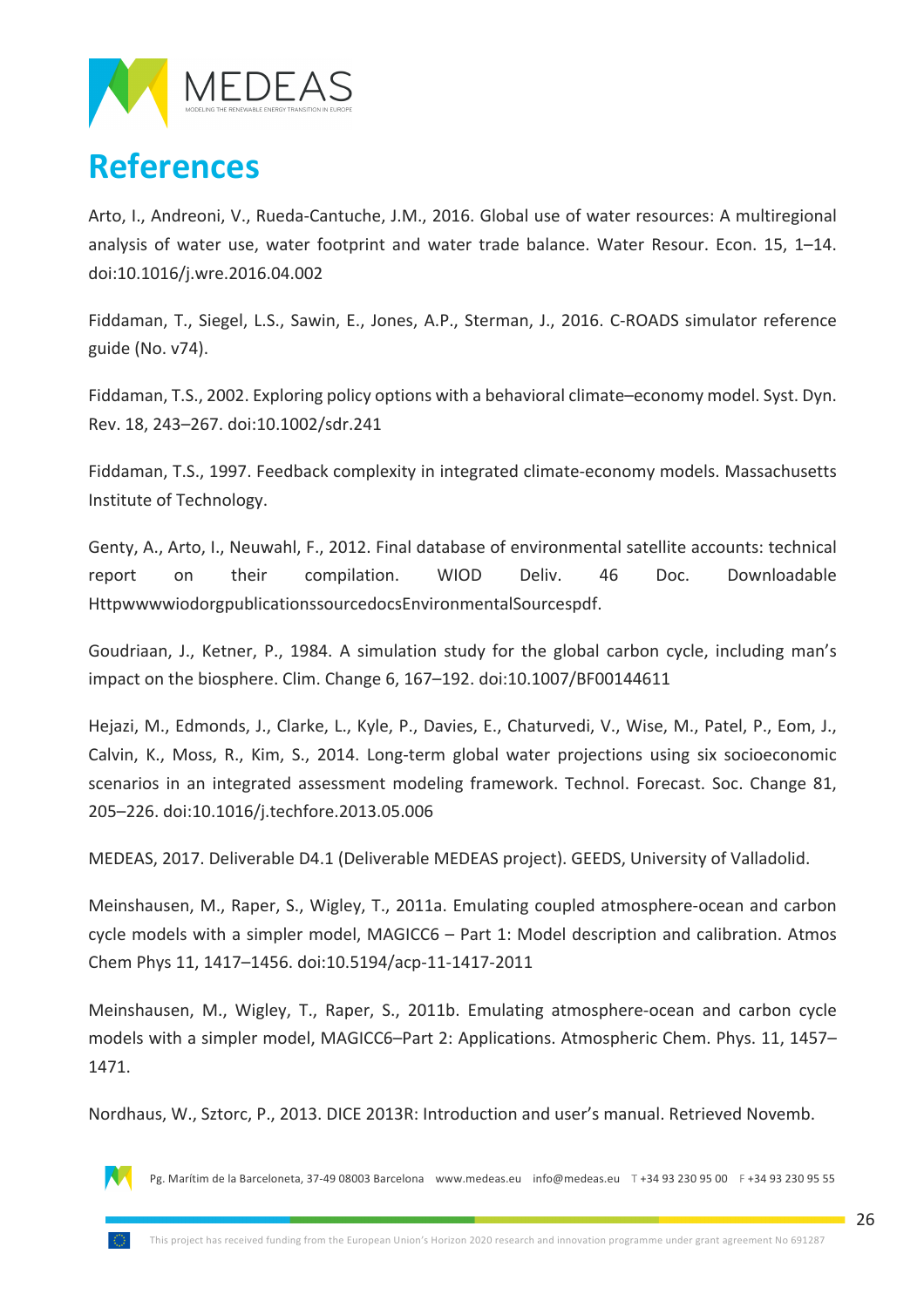# References

Arto, I., Andreoni, V., Rueda-Cantuche, J.M., 2016. Global use of water resources: A multiregional analysis of water use, water footprint and water trade balance. Water Resour. Econ. 15, 1–14. doi:10.1016/j.wre.2016.04.002

Fiddaman, T., Siegel, L.S., Sawin, E., Jones, A.P., Sterman, J., 2016. C-ROADS simulator reference guide (No. v74).

Fiddaman, T.S., 2002. Exploring policy options with a behavioral climate–economy model. Syst. Dyn. Rev. 18, 243–267. doi:10.1002/sdr.241

Fiddaman, T.S., 1997. Feedback complexity in integrated climate-economy models. Massachusetts Institute of Technology.

Genty, A., Arto, I., Neuwahl, F., 2012. Final database of environmental satellite accounts: technical report on their compilation. WIOD Deliv. 46 Doc. Downloadable HttpwwwwiodorgpublicationssourcedocsEnvironmentalSourcespdf.

Goudriaan, J., Ketner, P., 1984. A simulation study for the global carbon cycle, including man's impact on the biosphere. Clim. Change 6, 167–192. doi:10.1007/BF00144611

Hejazi, M., Edmonds, J., Clarke, L., Kyle, P., Davies, E., Chaturvedi, V., Wise, M., Patel, P., Eom, J., Calvin, K., Moss, R., Kim, S., 2014. Long-term global water projections using six socioeconomic scenarios in an integrated assessment modeling framework. Technol. Forecast. Soc. Change 81, 205–226. doi:10.1016/j.techfore.2013.05.006

MEDEAS, 2017. Deliverable D4.1 (Deliverable MEDEAS project). GEEDS, University of Valladolid.

Meinshausen, M., Raper, S., Wigley, T., 2011a. Emulating coupled atmosphere-ocean and carbon cycle models with a simpler model, MAGICC6 – Part 1: Model description and calibration. Atmos Chem Phys 11, 1417–1456. doi:10.5194/acp-11-1417-2011

Meinshausen, M., Wigley, T., Raper, S., 2011b. Emulating atmosphere-ocean and carbon cycle models with a simpler model, MAGICC6–Part 2: Applications. Atmospheric Chem. Phys. 11, 1457–1471.

Nordhaus, W., Sztorc, P., 2013. DICE 2013R: Introduction and user's manual. Retrieved Novemb.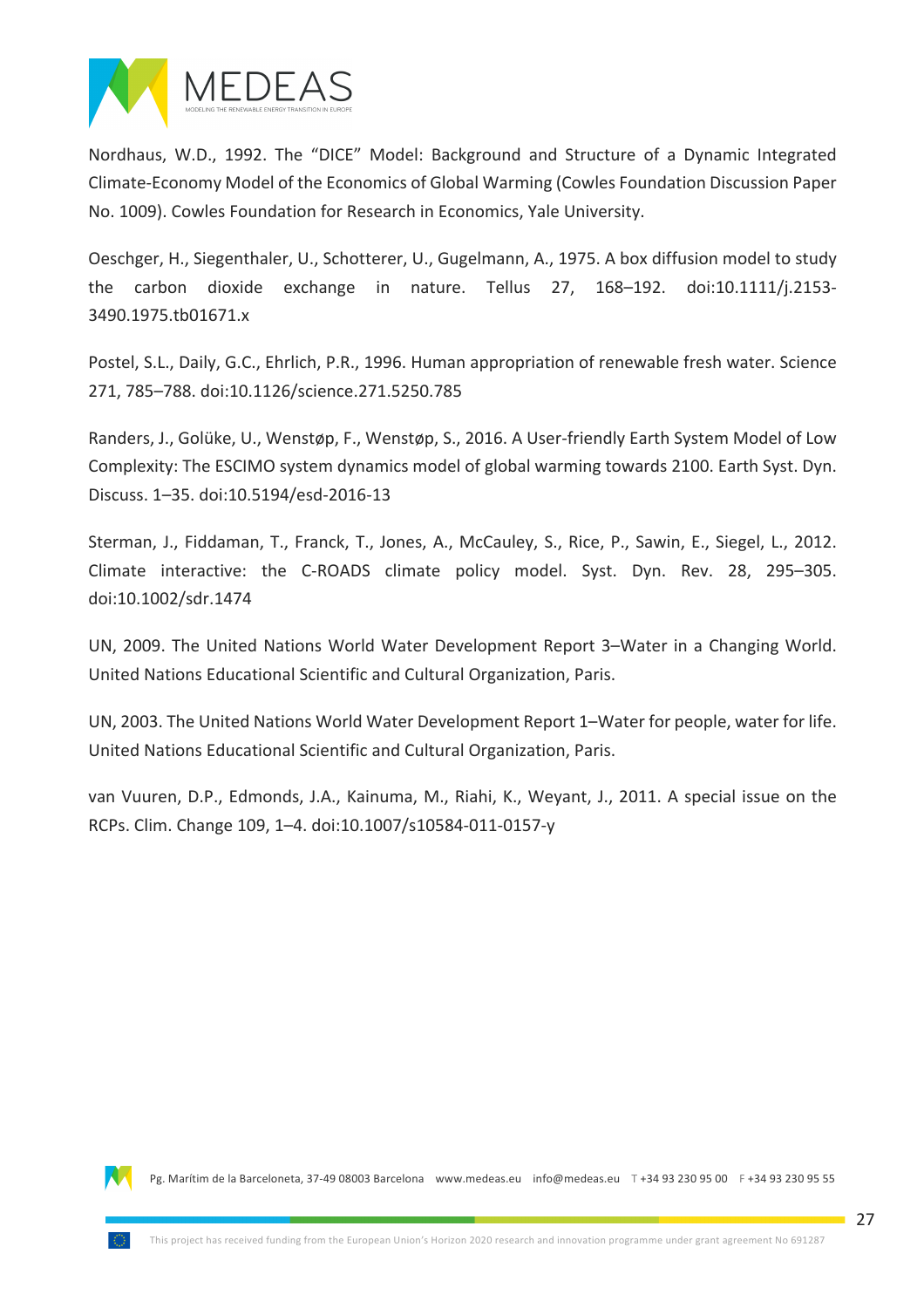Nordhaus, W.D., 1992. The "DICE" Model: Background and Structure of a Dynamic Integrated Climate-Economy Model of the Economics of Global Warming (Cowles Foundation Discussion Paper No. 1009). Cowles Foundation for Research in Economics, Yale University.

Oeschger, H., Siegenthaler, U., Schotterer, U., Gugelmann, A., 1975. A box diffusion model to study the carbon dioxide exchange in nature. Tellus 27, 168–192. doi:10.1111/j.2153-3490.1975.tb01671.x

Postel, S.L., Daily, G.C., Ehrlich, P.R., 1996. Human appropriation of renewable fresh water. Science 271, 785–788. doi:10.1126/science.271.5250.785

Randers, J., Golüke, U., Wenstøp, F., Wenstøp, S., 2016. A User-friendly Earth System Model of Low Complexity: The ESCIMO system dynamics model of global warming towards 2100. Earth Syst. Dyn. Discuss. 1–35. doi:10.5194/esd-2016-13

Sterman, J., Fiddaman, T., Franck, T., Jones, A., McCauley, S., Rice, P., Sawin, E., Siegel, L., 2012. Climate interactive: the C-ROADS climate policy model. Syst. Dyn. Rev. 28, 295–305. doi:10.1002/sdr.1474

UN, 2009. The United Nations World Water Development Report 3–Water in a Changing World. United Nations Educational Scientific and Cultural Organization, Paris.

UN, 2003. The United Nations World Water Development Report 1–Water for people, water for life. United Nations Educational Scientific and Cultural Organization, Paris.

van Vuuren, D.P., Edmonds, J.A., Kainuma, M., Riahi, K., Weyant, J., 2011. A special issue on the RCPs. Clim. Change 109, 1–4. doi:10.1007/s10584-011-0157-y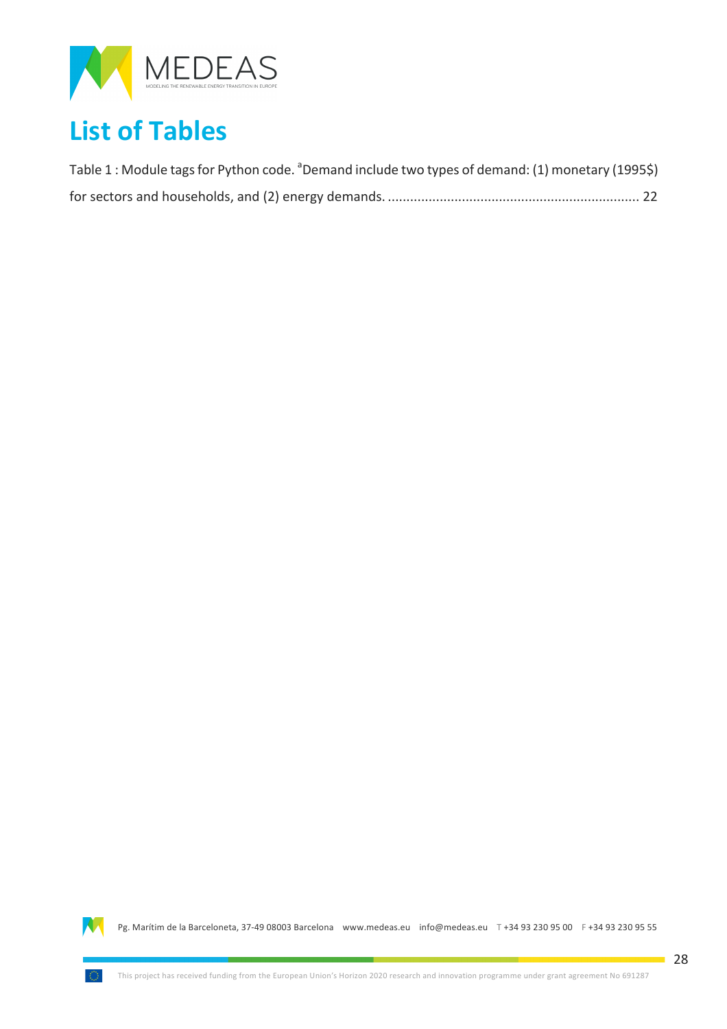# List of Tables

Table 1 : Module tags for Python code. [a]Demand include two types of demand: (1) monetary (1995$) for sectors and households, and (2) energy demands. ................................................................... 22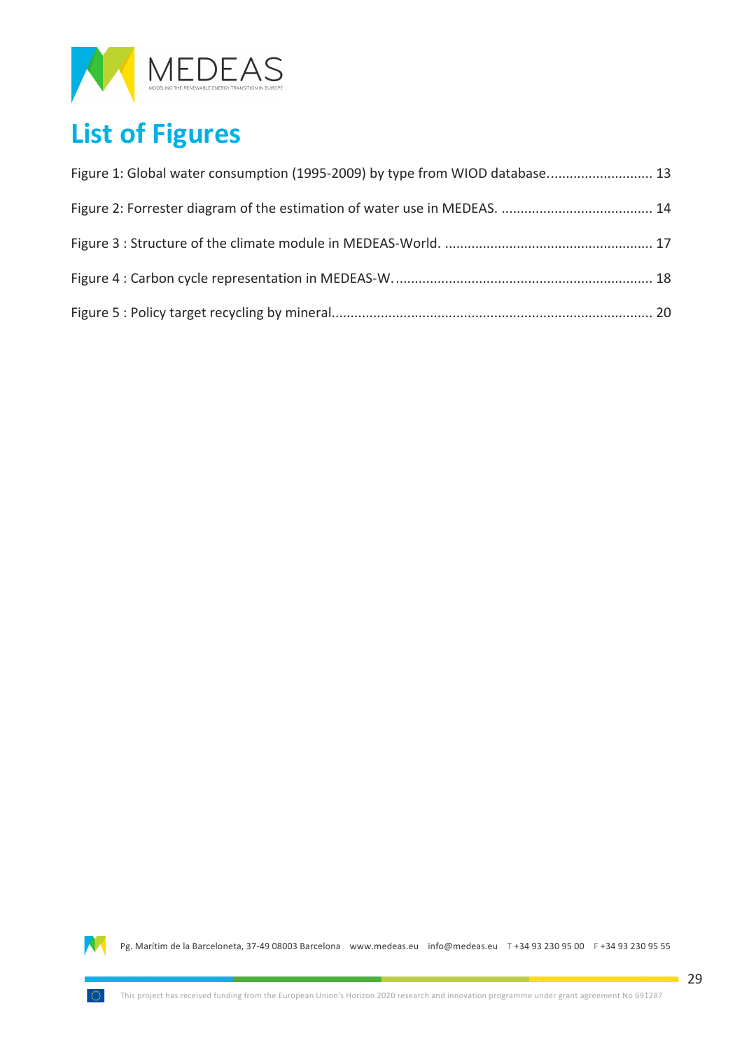# List of Figures

Figure 1: Global water consumption (1995-2009) by type from WIOD database............................ 13

Figure 2: Forrester diagram of the estimation of water use in MEDEAS. ........................................ 14

Figure 3 : Structure of the climate module in MEDEAS-World. ....................................................... 17

Figure 4 : Carbon cycle representation in MEDEAS-W. ................................................................... 18

Figure 5 : Policy target recycling by mineral.................................................................................... 20